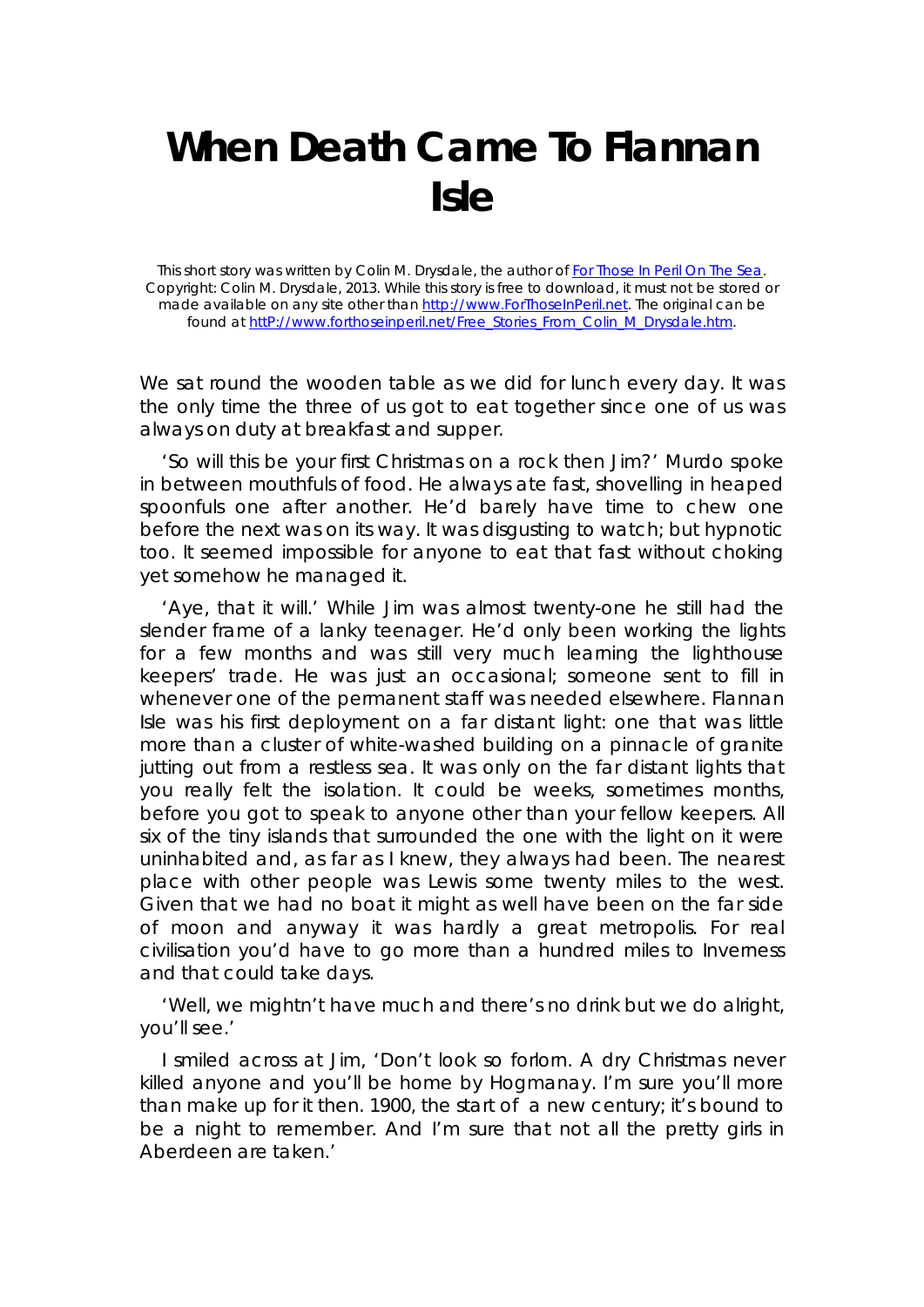# When Death Came To Flannan Isle

This short story was written by Colin M. Drysdale, the author of [For Those In Peril On The Sea](http://www.ForThoseInPeril.net). Copyright: Colin M. Drysdale, 2013. While this story is free to download, it must not be stored or made available on any site other than [http://www.ForThoseInPeril.net](http://www.ForThoseInPeril.net). The original can be found at [httP://www.forthoseinperil.net/Free_Stories_From_Colin_M_Drysdale.htm](httP://www.forthoseinperil.net/Free_Stories_From_Colin_M_Drysdale.htm).

We sat round the wooden table as we did for lunch every day. It was the only time the three of us got to eat together since one of us was always on duty at breakfast and supper.

'So will this be your first Christmas on a rock then Jim?' Murdo spoke in between mouthfuls of food. He always ate fast, shovelling in heaped spoonfuls one after another. He'd barely have time to chew one before the next was on its way. It was disgusting to watch; but hypnotic too. It seemed impossible for anyone to eat that fast without choking yet somehow he managed it.

'Aye, that it will.' While Jim was almost twenty-one he still had the slender frame of a lanky teenager. He'd only been working the lights for a few months and was still very much learning the lighthouse keepers' trade. He was just an occasional; someone sent to fill in whenever one of the permanent staff was needed elsewhere. Flannan Isle was his first deployment on a far distant light: one that was little more than a cluster of white-washed building on a pinnacle of granite jutting out from a restless sea. It was only on the far distant lights that you really felt the isolation. It could be weeks, sometimes months, before you got to speak to anyone other than your fellow keepers. All six of the tiny islands that surrounded the one with the light on it were uninhabited and, as far as I knew, they always had been. The nearest place with other people was Lewis some twenty miles to the west. Given that we had no boat it might as well have been on the far side of moon and anyway it was hardly a great metropolis. For real civilisation you'd have to go more than a hundred miles to Inverness and that could take days.

'Well, we mightn't have much and there's no drink but we do alright, you'll see.'

I smiled across at Jim, 'Don't look so forlorn. A dry Christmas never killed anyone and you'll be home by Hogmanay. I'm sure you'll more than make up for it then. 1900, the start of a new century; it's bound to be a night to remember. And I'm sure that not all the pretty girls in Aberdeen are taken.'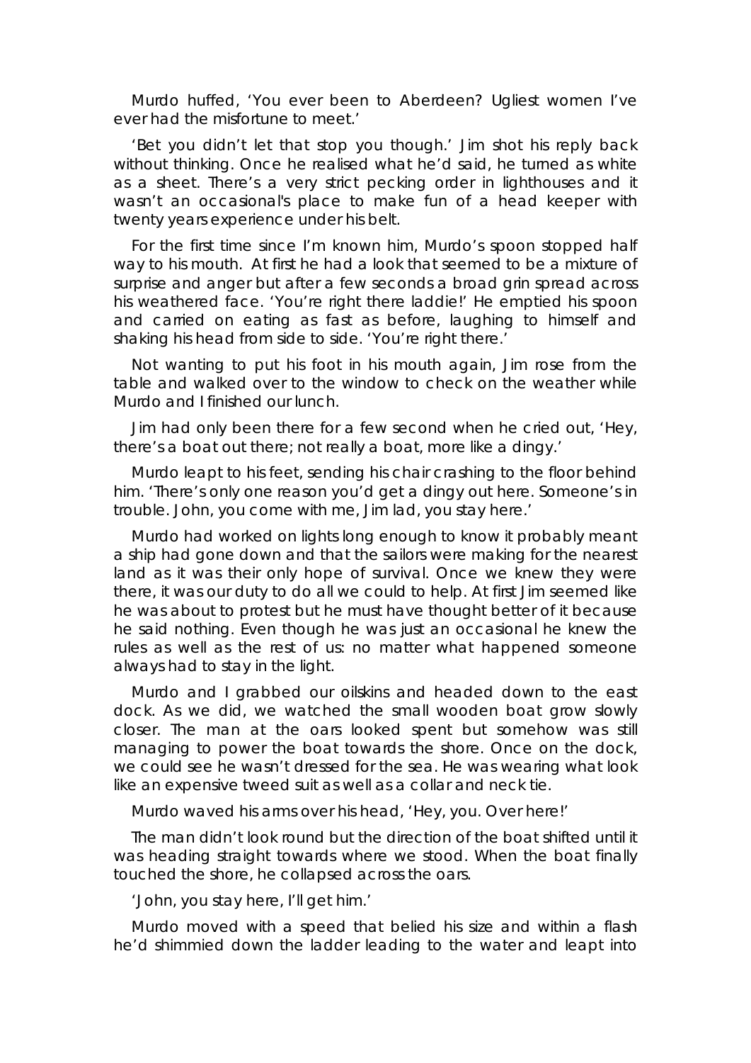Murdo huffed, 'You ever been to Aberdeen? Ugliest women I've ever had the misfortune to meet.'

'Bet you didn't let that stop you though.' Jim shot his reply back without thinking. Once he realised what he'd said, he turned as white as a sheet. There's a very strict pecking order in lighthouses and it wasn't an occasional's place to make fun of a head keeper with twenty years experience under his belt.

For the first time since I'm known him, Murdo's spoon stopped half way to his mouth.  At first he had a look that seemed to be a mixture of surprise and anger but after a few seconds a broad grin spread across his weathered face. 'You're right there laddie!' He emptied his spoon and carried on eating as fast as before, laughing to himself and shaking his head from side to side. 'You're right there.'

Not wanting to put his foot in his mouth again, Jim rose from the table and walked over to the window to check on the weather while Murdo and I finished our lunch.

Jim had only been there for a few second when he cried out, 'Hey, there's a boat out there; not really a boat, more like a dingy.'

Murdo leapt to his feet, sending his chair crashing to the floor behind him. 'There's only one reason you'd get a dingy out here. Someone's in trouble. John, you come with me, Jim lad, you stay here.'

Murdo had worked on lights long enough to know it probably meant a ship had gone down and that the sailors were making for the nearest land as it was their only hope of survival. Once we knew they were there, it was our duty to do all we could to help. At first Jim seemed like he was about to protest but he must have thought better of it because he said nothing. Even though he was just an occasional he knew the rules as well as the rest of us: no matter what happened someone always had to stay in the light.

Murdo and I grabbed our oilskins and headed down to the east dock. As we did, we watched the small wooden boat grow slowly closer. The man at the oars looked spent but somehow was still managing to power the boat towards the shore. Once on the dock, we could see he wasn't dressed for the sea. He was wearing what look like an expensive tweed suit as well as a collar and neck tie.

Murdo waved his arms over his head, 'Hey, you. Over here!'

The man didn't look round but the direction of the boat shifted until it was heading straight towards where we stood. When the boat finally touched the shore, he collapsed across the oars.

'John, you stay here, I'll get him.'

Murdo moved with a speed that belied his size and within a flash he'd shimmied down the ladder leading to the water and leapt into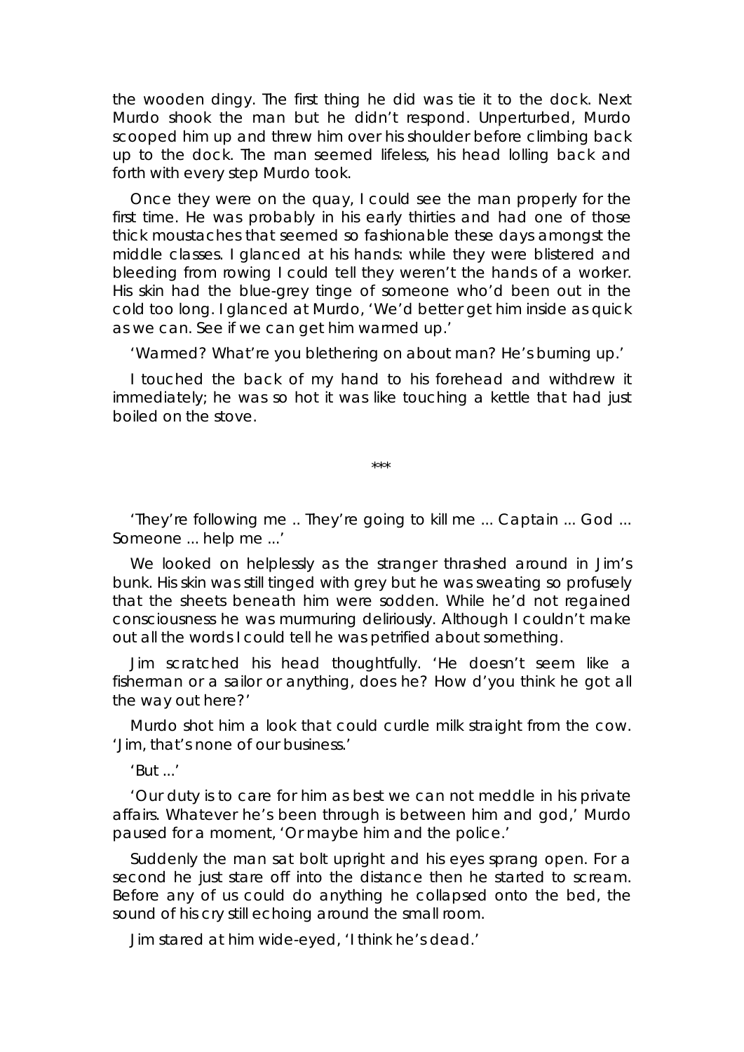the wooden dingy. The first thing he did was tie it to the dock. Next Murdo shook the man but he didn't respond. Unperturbed, Murdo scooped him up and threw him over his shoulder before climbing back up to the dock. The man seemed lifeless, his head lolling back and forth with every step Murdo took.

Once they were on the quay, I could see the man properly for the first time. He was probably in his early thirties and had one of those thick moustaches that seemed so fashionable these days amongst the middle classes. I glanced at his hands: while they were blistered and bleeding from rowing I could tell they weren't the hands of a worker. His skin had the blue-grey tinge of someone who'd been out in the cold too long. I glanced at Murdo, 'We'd better get him inside as quick as we can. See if we can get him warmed up.'

'Warmed? What're you blethering on about man? He's burning up.'

I touched the back of my hand to his forehead and withdrew it immediately; he was so hot it was like touching a kettle that had just boiled on the stove.

***

'They're following me .. They're going to kill me ... Captain ... God ... Someone ... help me ...'

We looked on helplessly as the stranger thrashed around in Jim's bunk. His skin was still tinged with grey but he was sweating so profusely that the sheets beneath him were sodden. While he'd not regained consciousness he was murmuring deliriously. Although I couldn't make out all the words I could tell he was petrified about something.

Jim scratched his head thoughtfully. 'He doesn't seem like a fisherman or a sailor or anything, does he? How d'you think he got all the way out here?'

Murdo shot him a look that could curdle milk straight from the cow. 'Jim, that's none of our business.'

'But ...'

'Our duty is to care for him as best we can not meddle in his private affairs. Whatever he's been through is between him and god,' Murdo paused for a moment, 'Or maybe him and the police.'

Suddenly the man sat bolt upright and his eyes sprang open. For a second he just stare off into the distance then he started to scream. Before any of us could do anything he collapsed onto the bed, the sound of his cry still echoing around the small room.

Jim stared at him wide-eyed, 'I think he's dead.'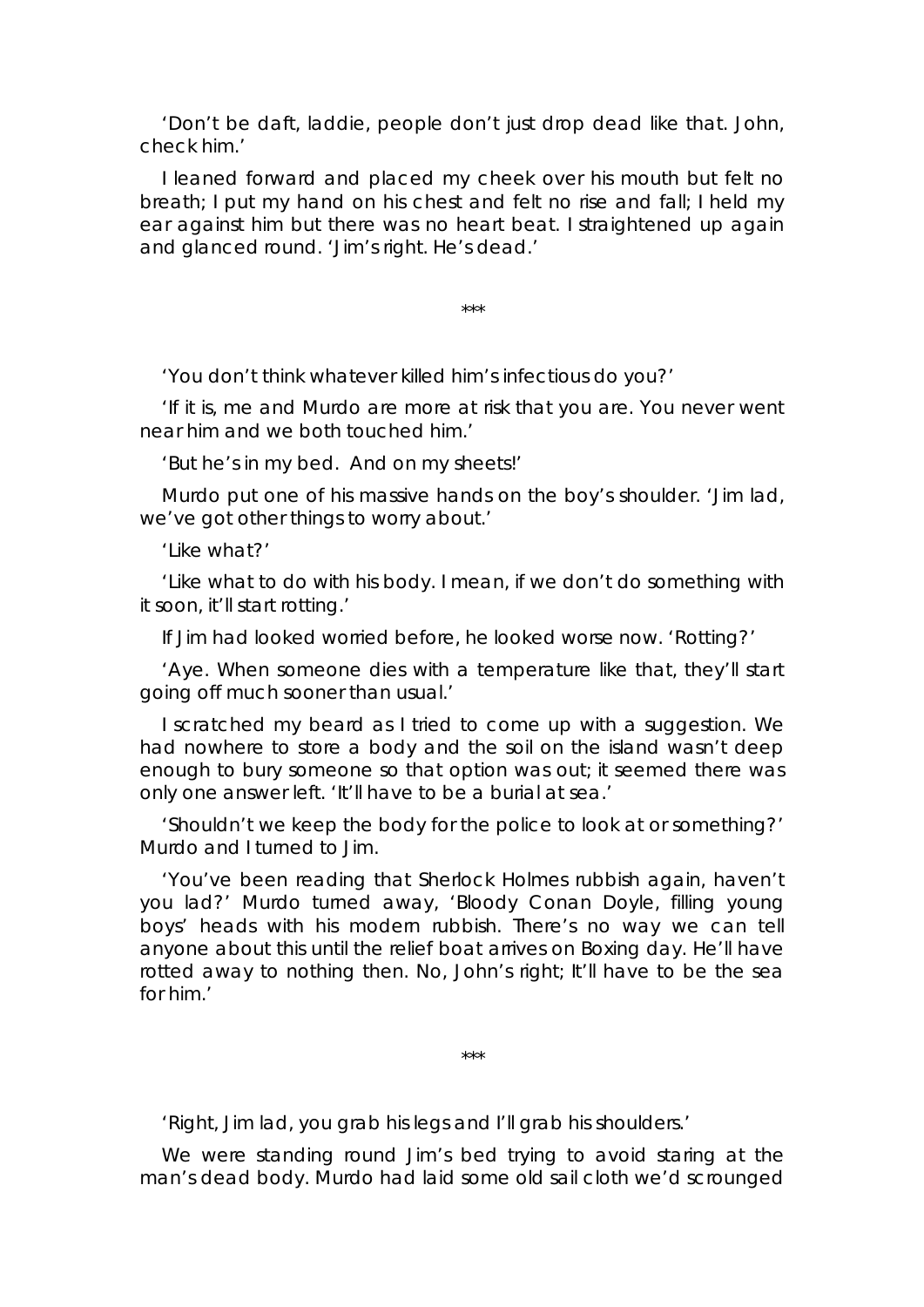'Don't be daft, laddie, people don't just drop dead like that. John, check him.'

I leaned forward and placed my cheek over his mouth but felt no breath; I put my hand on his chest and felt no rise and fall; I held my ear against him but there was no heart beat. I straightened up again and glanced round. 'Jim's right. He's dead.'

***

'You don't think whatever killed him's infectious do you?'

'If it is, me and Murdo are more at risk that you are. You never went near him and we both touched him.'

'But he's in my bed. And on my sheets!'

Murdo put one of his massive hands on the boy's shoulder. 'Jim lad, we've got other things to worry about.'

'Like what?'

'Like what to do with his body. I mean, if we don't do something with it soon, it'll start rotting.'

If Jim had looked worried before, he looked worse now. 'Rotting?'

'Aye. When someone dies with a temperature like that, they'll start going off much sooner than usual.'

I scratched my beard as I tried to come up with a suggestion. We had nowhere to store a body and the soil on the island wasn't deep enough to bury someone so that option was out; it seemed there was only one answer left. 'It'll have to be a burial at sea.'

'Shouldn't we keep the body for the police to look at or something?' Murdo and I turned to Jim.

'You've been reading that Sherlock Holmes rubbish again, haven't you lad?' Murdo turned away, 'Bloody Conan Doyle, filling young boys' heads with his modern rubbish. There's no way we can tell anyone about this until the relief boat arrives on Boxing day. He'll have rotted away to nothing then. No, John's right; It'll have to be the sea for him.'

***

'Right, Jim lad, you grab his legs and I'll grab his shoulders.'

We were standing round Jim's bed trying to avoid staring at the man's dead body. Murdo had laid some old sail cloth we'd scrounged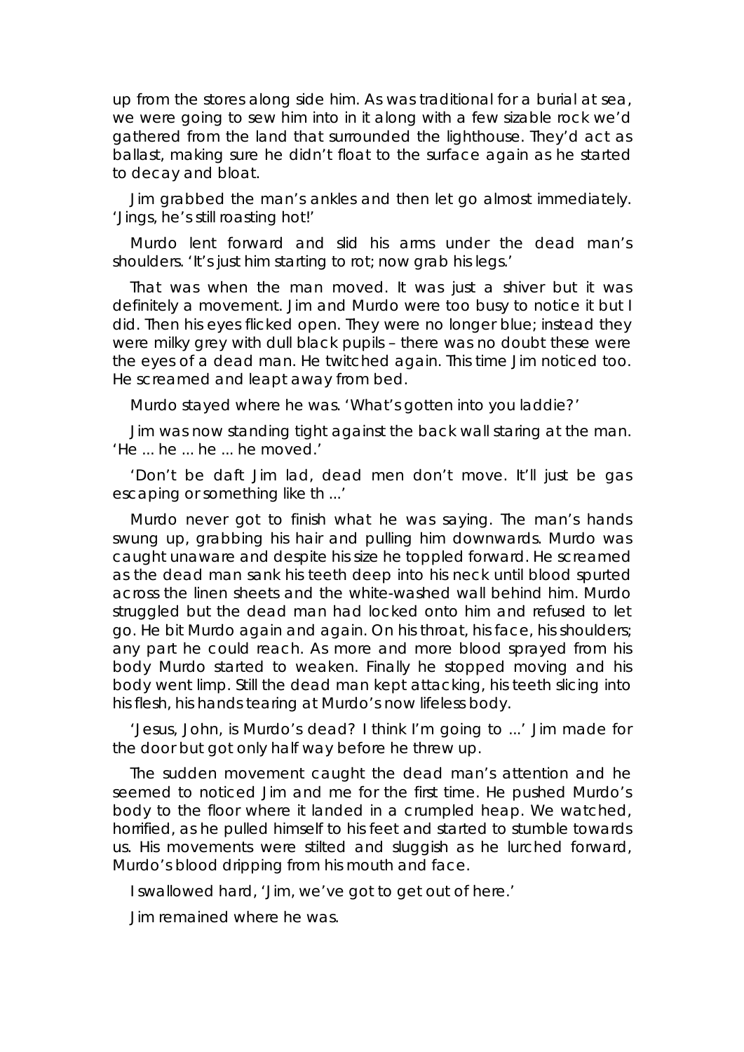up from the stores along side him. As was traditional for a burial at sea, we were going to sew him into in it along with a few sizable rock we'd gathered from the land that surrounded the lighthouse. They'd act as ballast, making sure he didn't float to the surface again as he started to decay and bloat.

Jim grabbed the man's ankles and then let go almost immediately. 'Jings, he's still roasting hot!'

Murdo lent forward and slid his arms under the dead man's shoulders. 'It's just him starting to rot; now grab his legs.'

That was when the man moved. It was just a shiver but it was definitely a movement. Jim and Murdo were too busy to notice it but I did. Then his eyes flicked open. They were no longer blue; instead they were milky grey with dull black pupils – there was no doubt these were the eyes of a dead man. He twitched again. This time Jim noticed too. He screamed and leapt away from bed.

Murdo stayed where he was. 'What's gotten into you laddie?'

Jim was now standing tight against the back wall staring at the man. 'He ... he ... he ... he moved.'

'Don't be daft Jim lad, dead men don't move. It'll just be gas escaping or something like th ...'

Murdo never got to finish what he was saying. The man's hands swung up, grabbing his hair and pulling him downwards. Murdo was caught unaware and despite his size he toppled forward. He screamed as the dead man sank his teeth deep into his neck until blood spurted across the linen sheets and the white-washed wall behind him. Murdo struggled but the dead man had locked onto him and refused to let go. He bit Murdo again and again. On his throat, his face, his shoulders; any part he could reach. As more and more blood sprayed from his body Murdo started to weaken. Finally he stopped moving and his body went limp. Still the dead man kept attacking, his teeth slicing into his flesh, his hands tearing at Murdo's now lifeless body.

'Jesus, John, is Murdo's dead? I think I'm going to ...' Jim made for the door but got only half way before he threw up.

The sudden movement caught the dead man's attention and he seemed to noticed Jim and me for the first time. He pushed Murdo's body to the floor where it landed in a crumpled heap. We watched, horrified, as he pulled himself to his feet and started to stumble towards us. His movements were stilted and sluggish as he lurched forward, Murdo's blood dripping from his mouth and face.

I swallowed hard, 'Jim, we've got to get out of here.'

Jim remained where he was.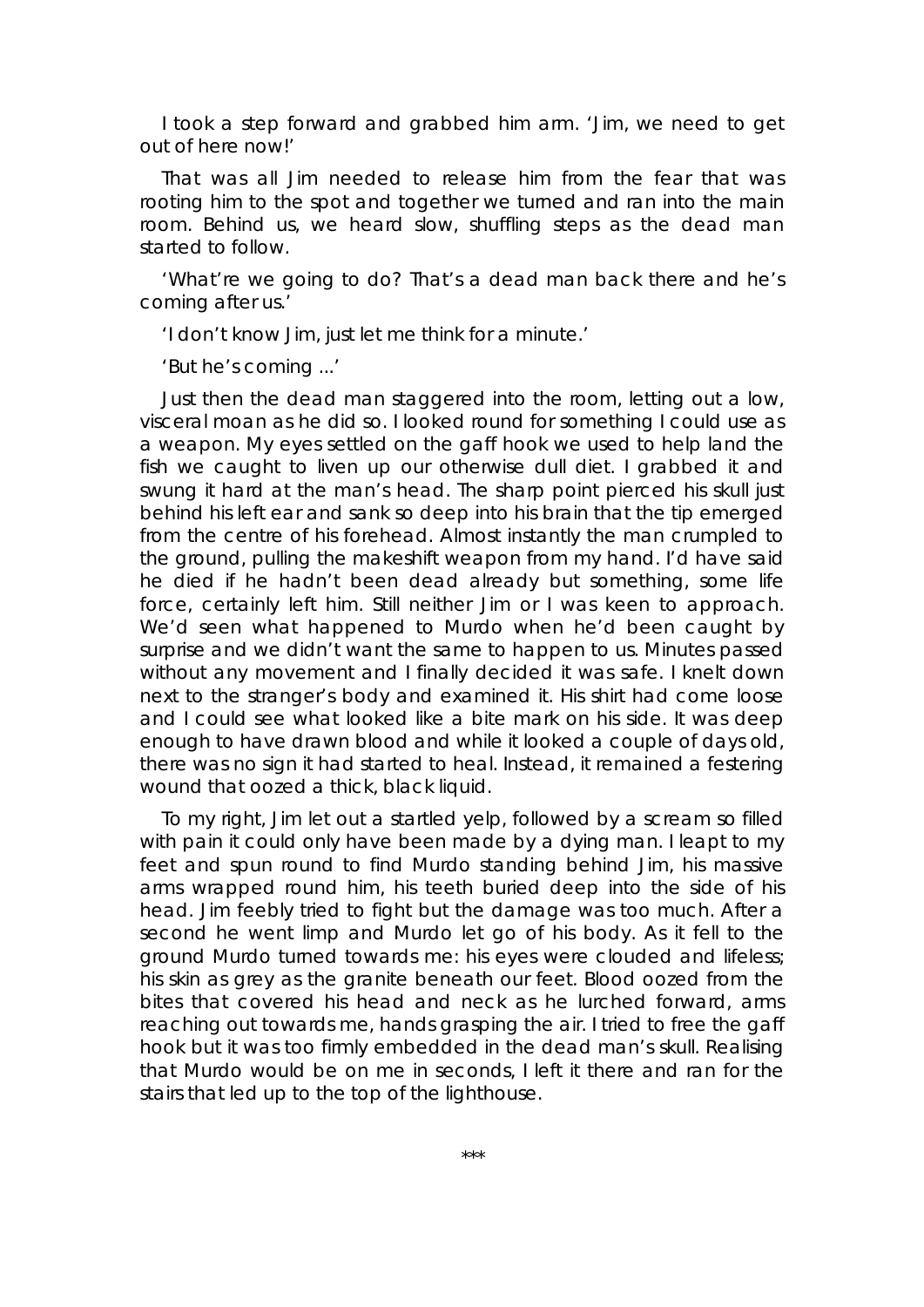I took a step forward and grabbed him arm. 'Jim, we need to get out of here now!'

That was all Jim needed to release him from the fear that was rooting him to the spot and together we turned and ran into the main room. Behind us, we heard slow, shuffling steps as the dead man started to follow.

'What're we going to do? That's a dead man back there and he's coming after us.'

'I don't know Jim, just let me think for a minute.'

'But he's coming ...'

Just then the dead man staggered into the room, letting out a low, visceral moan as he did so. I looked round for something I could use as a weapon. My eyes settled on the gaff hook we used to help land the fish we caught to liven up our otherwise dull diet. I grabbed it and swung it hard at the man's head. The sharp point pierced his skull just behind his left ear and sank so deep into his brain that the tip emerged from the centre of his forehead. Almost instantly the man crumpled to the ground, pulling the makeshift weapon from my hand. I'd have said he died if he hadn't been dead already but something, some life force, certainly left him. Still neither Jim or I was keen to approach. We'd seen what happened to Murdo when he'd been caught by surprise and we didn't want the same to happen to us. Minutes passed without any movement and I finally decided it was safe. I knelt down next to the stranger's body and examined it. His shirt had come loose and I could see what looked like a bite mark on his side. It was deep enough to have drawn blood and while it looked a couple of days old, there was no sign it had started to heal. Instead, it remained a festering wound that oozed a thick, black liquid.

To my right, Jim let out a startled yelp, followed by a scream so filled with pain it could only have been made by a dying man. I leapt to my feet and spun round to find Murdo standing behind Jim, his massive arms wrapped round him, his teeth buried deep into the side of his head. Jim feebly tried to fight but the damage was too much. After a second he went limp and Murdo let go of his body. As it fell to the ground Murdo turned towards me: his eyes were clouded and lifeless; his skin as grey as the granite beneath our feet. Blood oozed from the bites that covered his head and neck as he lurched forward, arms reaching out towards me, hands grasping the air. I tried to free the gaff hook but it was too firmly embedded in the dead man's skull. Realising that Murdo would be on me in seconds, I left it there and ran for the stairs that led up to the top of the lighthouse.

***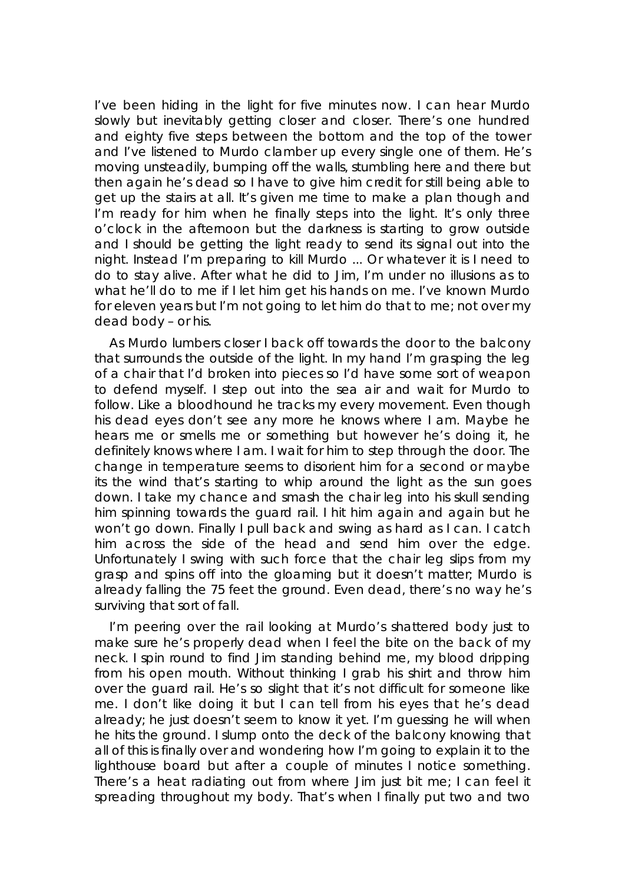I've been hiding in the light for five minutes now. I can hear Murdo slowly but inevitably getting closer and closer. There's one hundred and eighty five steps between the bottom and the top of the tower and I've listened to Murdo clamber up every single one of them. He's moving unsteadily, bumping off the walls, stumbling here and there but then again he's dead so I have to give him credit for still being able to get up the stairs at all. It's given me time to make a plan though and I'm ready for him when he finally steps into the light. It's only three o'clock in the afternoon but the darkness is starting to grow outside and I should be getting the light ready to send its signal out into the night. Instead I'm preparing to kill Murdo ... Or whatever it is I need to do to stay alive. After what he did to Jim, I'm under no illusions as to what he'll do to me if I let him get his hands on me. I've known Murdo for eleven years but I'm not going to let him do that to me; not over my dead body – or his.

As Murdo lumbers closer I back off towards the door to the balcony that surrounds the outside of the light. In my hand I'm grasping the leg of a chair that I'd broken into pieces so I'd have some sort of weapon to defend myself. I step out into the sea air and wait for Murdo to follow. Like a bloodhound he tracks my every movement. Even though his dead eyes don't see any more he knows where I am. Maybe he hears me or smells me or something but however he's doing it, he definitely knows where I am. I wait for him to step through the door. The change in temperature seems to disorient him for a second or maybe its the wind that's starting to whip around the light as the sun goes down. I take my chance and smash the chair leg into his skull sending him spinning towards the guard rail. I hit him again and again but he won't go down. Finally I pull back and swing as hard as I can. I catch him across the side of the head and send him over the edge. Unfortunately I swing with such force that the chair leg slips from my grasp and spins off into the gloaming but it doesn't matter; Murdo is already falling the 75 feet the ground. Even dead, there's no way he's surviving that sort of fall.

I'm peering over the rail looking at Murdo's shattered body just to make sure he's properly dead when I feel the bite on the back of my neck. I spin round to find Jim standing behind me, my blood dripping from his open mouth. Without thinking I grab his shirt and throw him over the guard rail. He's so slight that it's not difficult for someone like me. I don't like doing it but I can tell from his eyes that he's dead already; he just doesn't seem to know it yet. I'm guessing he will when he hits the ground. I slump onto the deck of the balcony knowing that all of this is finally over and wondering how I'm going to explain it to the lighthouse board but after a couple of minutes I notice something. There's a heat radiating out from where Jim just bit me; I can feel it spreading throughout my body. That's when I finally put two and two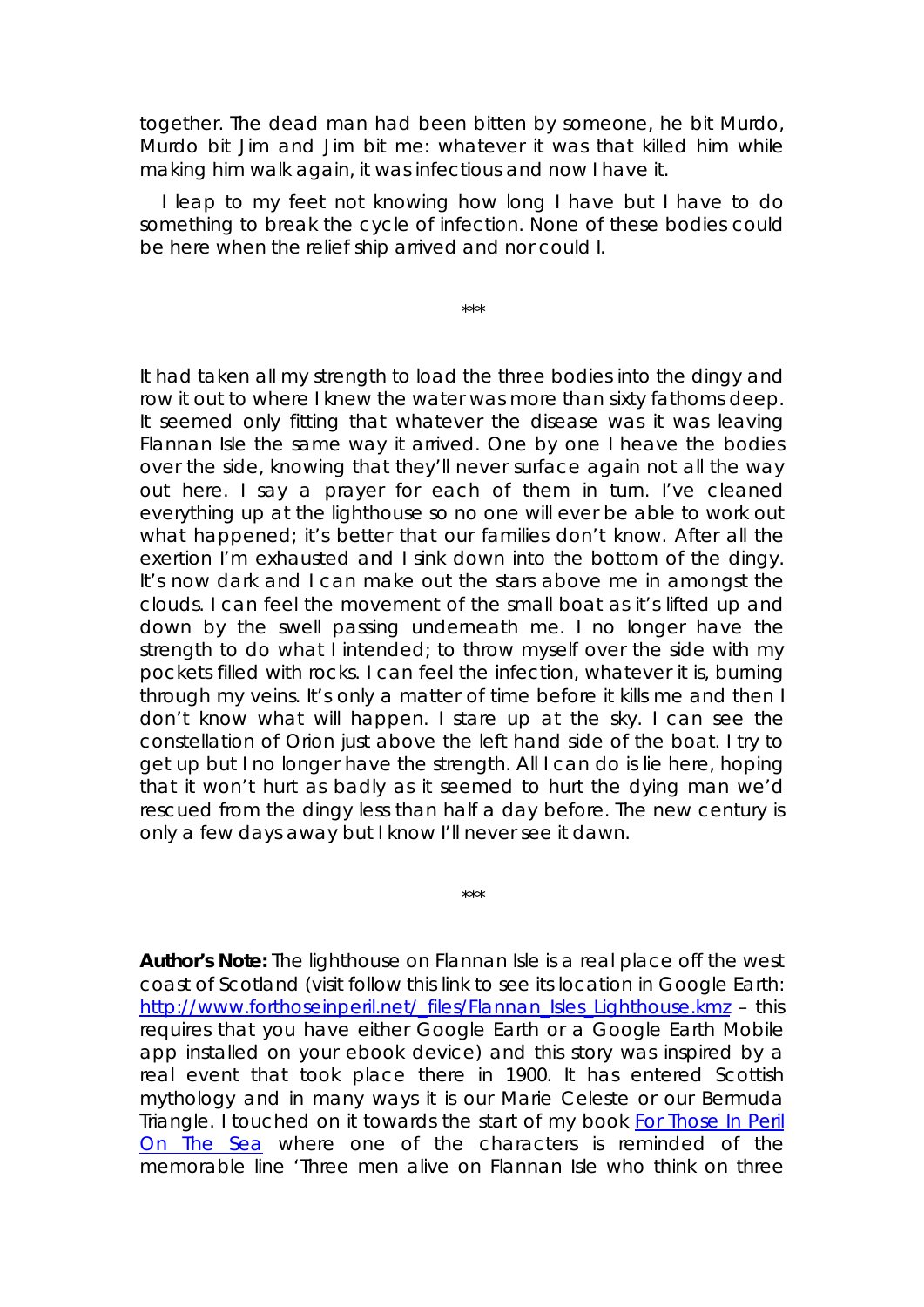together. The dead man had been bitten by someone, he bit Murdo, Murdo bit Jim and Jim bit me: whatever it was that killed him while making him walk again, it was infectious and now I have it.

I leap to my feet not knowing how long I have but I have to do something to break the cycle of infection. None of these bodies could be here when the relief ship arrived and nor could I.

***

It had taken all my strength to load the three bodies into the dingy and row it out to where I knew the water was more than sixty fathoms deep. It seemed only fitting that whatever the disease was it was leaving Flannan Isle the same way it arrived. One by one I heave the bodies over the side, knowing that they'll never surface again not all the way out here. I say a prayer for each of them in turn. I've cleaned everything up at the lighthouse so no one will ever be able to work out what happened; it's better that our families don't know. After all the exertion I'm exhausted and I sink down into the bottom of the dingy. It's now dark and I can make out the stars above me in amongst the clouds. I can feel the movement of the small boat as it's lifted up and down by the swell passing underneath me. I no longer have the strength to do what I intended; to throw myself over the side with my pockets filled with rocks. I can feel the infection, whatever it is, burning through my veins. It's only a matter of time before it kills me and then I don't know what will happen. I stare up at the sky. I can see the constellation of Orion just above the left hand side of the boat. I try to get up but I no longer have the strength. All I can do is lie here, hoping that it won't hurt as badly as it seemed to hurt the dying man we'd rescued from the dingy less than half a day before. The new century is only a few days away but I know I'll never see it dawn.

***

**Author's Note:** The lighthouse on Flannan Isle is a real place off the west coast of Scotland (visit follow this link to see its location in Google Earth: [http://www.forthoseinperil.net/_files/Flannan_Isles_Lighthouse.kmz](http://www.forthoseinperil.net/_files/Flannan_Isles_Lighthouse.kmz) – this requires that you have either Google Earth or a Google Earth Mobile app installed on your ebook device) and this story was inspired by a real event that took place there in 1900. It has entered Scottish mythology and in many ways it is our Marie Celeste or our Bermuda Triangle. I touched on it towards the start of my book For Those In Peril On The Sea where one of the characters is reminded of the memorable line 'Three men alive on Flannan Isle who think on three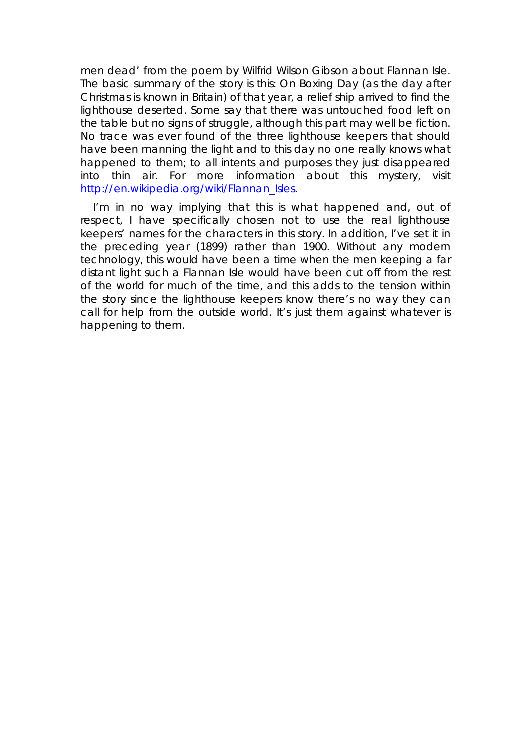men dead' from the poem by Wilfrid Wilson Gibson about Flannan Isle. The basic summary of the story is this: On Boxing Day (as the day after Christmas is known in Britain) of that year, a relief ship arrived to find the lighthouse deserted. Some say that there was untouched food left on the table but no signs of struggle, although this part may well be fiction. No trace was ever found of the three lighthouse keepers that should have been manning the light and to this day no one really knows what happened to them; to all intents and purposes they just disappeared into thin air. For more information about this mystery, visit [http://en.wikipedia.org/wiki/Flannan_Isles](http://en.wikipedia.org/wiki/Flannan_Isles).

I'm in no way implying that this is what happened and, out of respect, I have specifically chosen not to use the real lighthouse keepers' names for the characters in this story. In addition, I've set it in the preceding year (1899) rather than 1900. Without any modern technology, this would have been a time when the men keeping a far distant light such a Flannan Isle would have been cut off from the rest of the world for much of the time, and this adds to the tension within the story since the lighthouse keepers know there's no way they can call for help from the outside world. It's just them against whatever is happening to them.